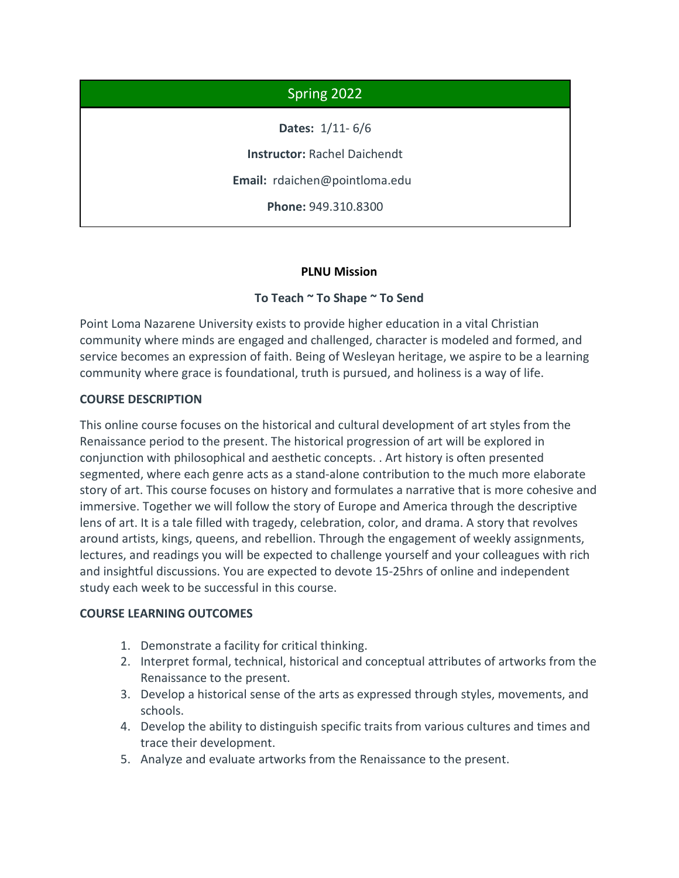## Spring 2022

**Dates:** 1/11- 6/6

**Instructor:** Rachel Daichendt

**Email:** rdaichen@pointloma.edu

**Phone:** 949.310.8300

**PLNU Mission**

**To Teach ~ To Shape ~ To Send**

Point Loma Nazarene University exists to provide higher education in a vital Christian community where minds are engaged and challenged, character is modeled and formed, and service becomes an expression of faith. Being of Wesleyan heritage, we aspire to be a learning community where grace is foundational, truth is pursued, and holiness is a way of life.

### COURSE DESCRIPTION

This online course focuses on the historical and cultural development of art styles from the Renaissance period to the present. The historical progression of art will be explored in conjunction with philosophical and aesthetic concepts. . Art history is often presented segmented, where each genre acts as a stand-alone contribution to the much more elaborate story of art. This course focuses on history and formulates a narrative that is more cohesive and immersive. Together we will follow the story of Europe and America through the descriptive lens of art. It is a tale filled with tragedy, celebration, color, and drama. A story that revolves around artists, kings, queens, and rebellion. Through the engagement of weekly assignments, lectures, and readings you will be expected to challenge yourself and your colleagues with rich and insightful discussions. You are expected to devote 15-25hrs of online and independent study each week to be successful in this course.

### COURSE LEARNING OUTCOMES

1. Demonstrate a facility for critical thinking.
2. Interpret formal, technical, historical and conceptual attributes of artworks from the Renaissance to the present.
3. Develop a historical sense of the arts as expressed through styles, movements, and schools.
4. Develop the ability to distinguish specific traits from various cultures and times and trace their development.
5. Analyze and evaluate artworks from the Renaissance to the present.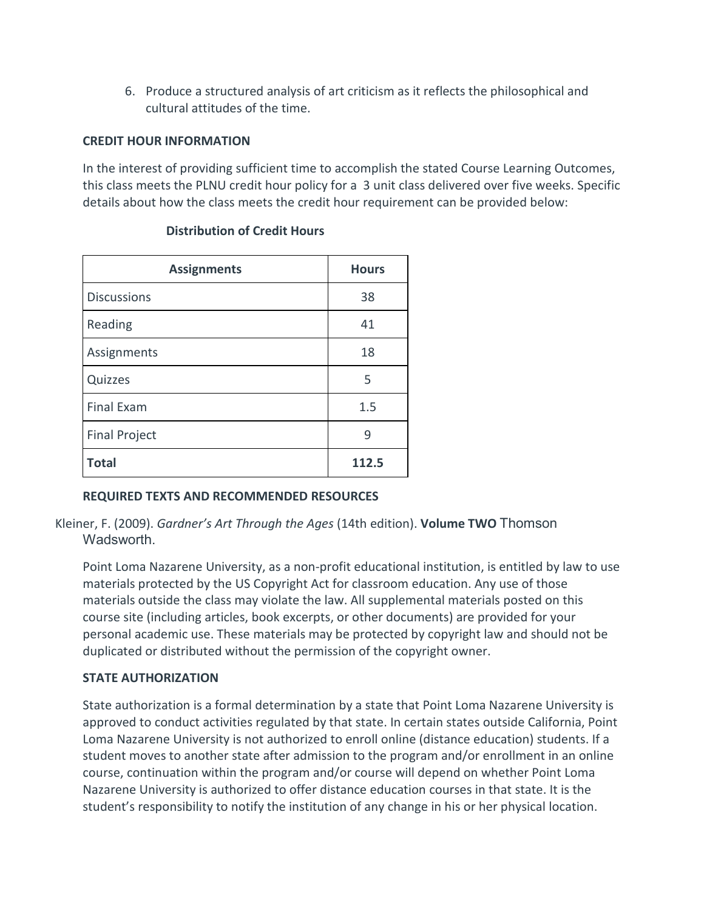6. Produce a structured analysis of art criticism as it reflects the philosophical and cultural attitudes of the time.

**CREDIT HOUR INFORMATION**

In the interest of providing sufficient time to accomplish the stated Course Learning Outcomes, this class meets the PLNU credit hour policy for a 3 unit class delivered over five weeks. Specific details about how the class meets the credit hour requirement can be provided below:

**Distribution of Credit Hours**

| Assignments | Hours |
|---|---|
| Discussions | 38 |
| Reading | 41 |
| Assignments | 18 |
| Quizzes | 5 |
| Final Exam | 1.5 |
| Final Project | 9 |
| **Total** | **112.5** |

**REQUIRED TEXTS AND RECOMMENDED RESOURCES**

Kleiner, F. (2009). *Gardner's Art Through the Ages* (14th edition). **Volume TWO** Thomson Wadsworth.

Point Loma Nazarene University, as a non-profit educational institution, is entitled by law to use materials protected by the US Copyright Act for classroom education. Any use of those materials outside the class may violate the law. All supplemental materials posted on this course site (including articles, book excerpts, or other documents) are provided for your personal academic use. These materials may be protected by copyright law and should not be duplicated or distributed without the permission of the copyright owner.

**STATE AUTHORIZATION**

State authorization is a formal determination by a state that Point Loma Nazarene University is approved to conduct activities regulated by that state. In certain states outside California, Point Loma Nazarene University is not authorized to enroll online (distance education) students. If a student moves to another state after admission to the program and/or enrollment in an online course, continuation within the program and/or course will depend on whether Point Loma Nazarene University is authorized to offer distance education courses in that state. It is the student's responsibility to notify the institution of any change in his or her physical location.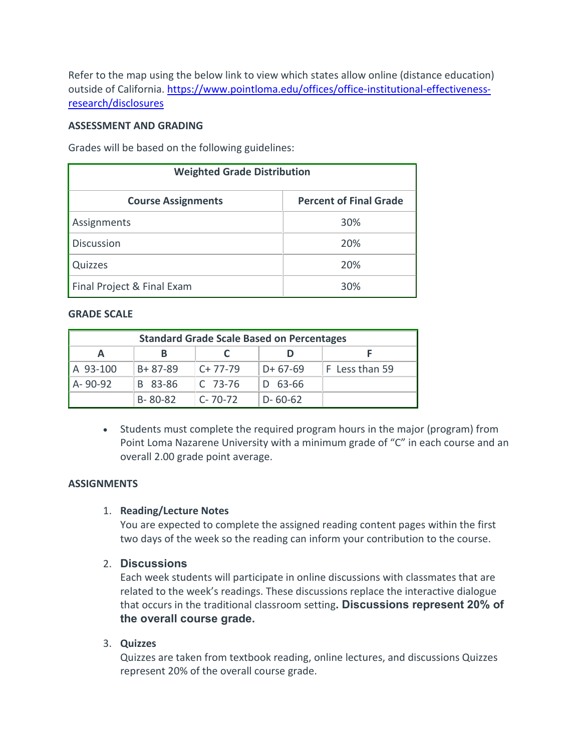Refer to the map using the below link to view which states allow online (distance education) outside of California. [https://www.pointloma.edu/offices/office-institutional-effectiveness-research/disclosures](https://www.pointloma.edu/offices/office-institutional-effectiveness-research/disclosures)

**ASSESSMENT AND GRADING**

Grades will be based on the following guidelines:

| Weighted Grade Distribution | |
|---|---|
| **Course Assignments** | **Percent of Final Grade** |
| Assignments | 30% |
| Discussion | 20% |
| Quizzes | 20% |
| Final Project & Final Exam | 30% |

**GRADE SCALE**

| Standard Grade Scale Based on Percentages | | | | |
|---|---|---|---|---|
| **A** | **B** | **C** | **D** | **F** |
| A 93-100 | B+ 87-89 | C+ 77-79 | D+ 67-69 | F Less than 59 |
| A- 90-92 | B 83-86 | C 73-76 | D 63-66 | |
| | B- 80-82 | C- 70-72 | D- 60-62 | |

- Students must complete the required program hours in the major (program) from Point Loma Nazarene University with a minimum grade of "C" in each course and an overall 2.00 grade point average.

**ASSIGNMENTS**

1. **Reading/Lecture Notes**
   You are expected to complete the assigned reading content pages within the first two days of the week so the reading can inform your contribution to the course.

2. **Discussions**
   Each week students will participate in online discussions with classmates that are related to the week's readings. These discussions replace the interactive dialogue that occurs in the traditional classroom setting**. Discussions represent 20% of the overall course grade.**

3. **Quizzes**
   Quizzes are taken from textbook reading, online lectures, and discussions Quizzes represent 20% of the overall course grade.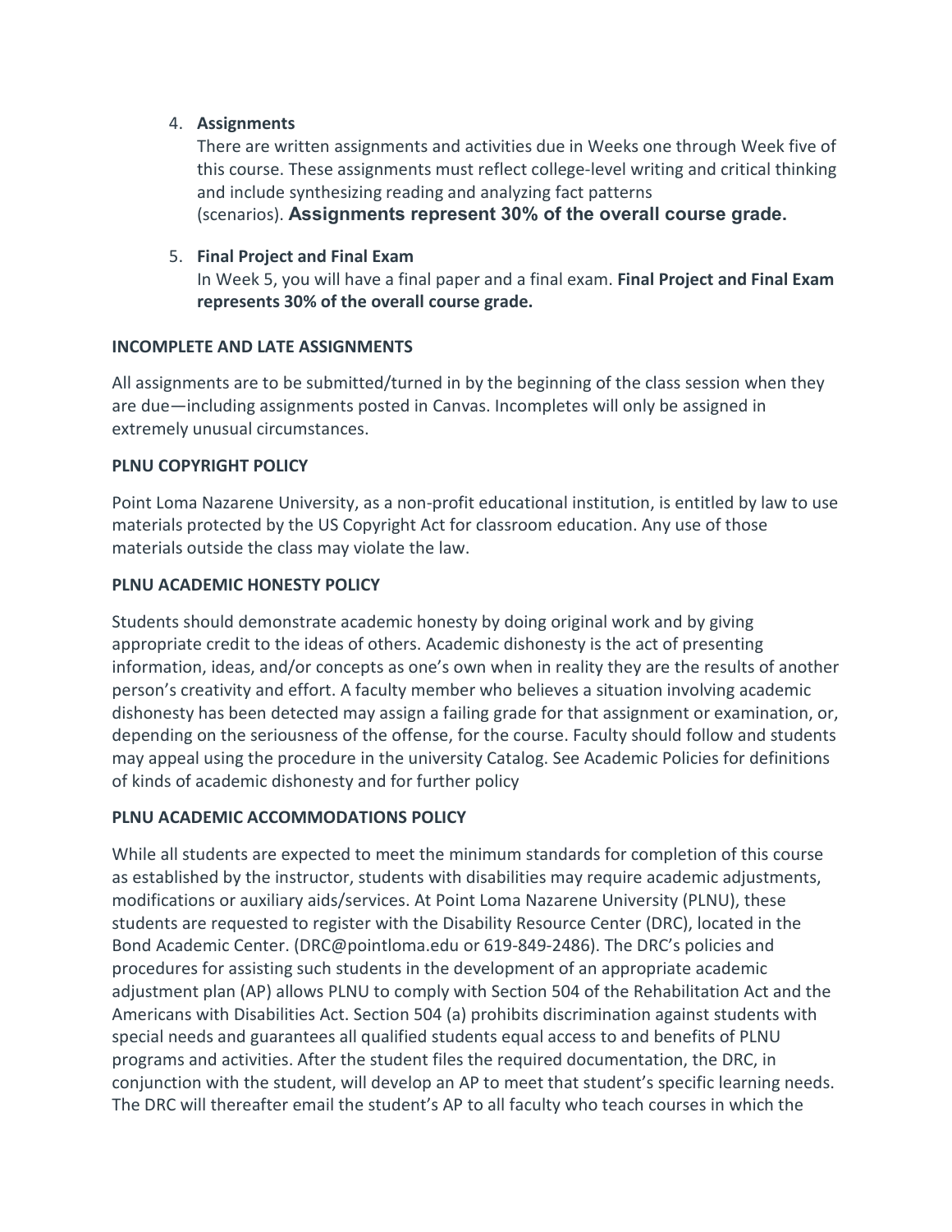4. **Assignments**
   There are written assignments and activities due in Weeks one through Week five of this course. These assignments must reflect college-level writing and critical thinking and include synthesizing reading and analyzing fact patterns (scenarios). **Assignments represent 30% of the overall course grade.**

5. **Final Project and Final Exam**
   In Week 5, you will have a final paper and a final exam. **Final Project and Final Exam represents 30% of the overall course grade.**

**INCOMPLETE AND LATE ASSIGNMENTS**

All assignments are to be submitted/turned in by the beginning of the class session when they are due—including assignments posted in Canvas. Incompletes will only be assigned in extremely unusual circumstances.

**PLNU COPYRIGHT POLICY**

Point Loma Nazarene University, as a non-profit educational institution, is entitled by law to use materials protected by the US Copyright Act for classroom education. Any use of those materials outside the class may violate the law.

**PLNU ACADEMIC HONESTY POLICY**

Students should demonstrate academic honesty by doing original work and by giving appropriate credit to the ideas of others. Academic dishonesty is the act of presenting information, ideas, and/or concepts as one's own when in reality they are the results of another person's creativity and effort. A faculty member who believes a situation involving academic dishonesty has been detected may assign a failing grade for that assignment or examination, or, depending on the seriousness of the offense, for the course. Faculty should follow and students may appeal using the procedure in the university Catalog. See Academic Policies for definitions of kinds of academic dishonesty and for further policy

**PLNU ACADEMIC ACCOMMODATIONS POLICY**

While all students are expected to meet the minimum standards for completion of this course as established by the instructor, students with disabilities may require academic adjustments, modifications or auxiliary aids/services. At Point Loma Nazarene University (PLNU), these students are requested to register with the Disability Resource Center (DRC), located in the Bond Academic Center. (DRC@pointloma.edu or 619-849-2486). The DRC's policies and procedures for assisting such students in the development of an appropriate academic adjustment plan (AP) allows PLNU to comply with Section 504 of the Rehabilitation Act and the Americans with Disabilities Act. Section 504 (a) prohibits discrimination against students with special needs and guarantees all qualified students equal access to and benefits of PLNU programs and activities. After the student files the required documentation, the DRC, in conjunction with the student, will develop an AP to meet that student's specific learning needs. The DRC will thereafter email the student's AP to all faculty who teach courses in which the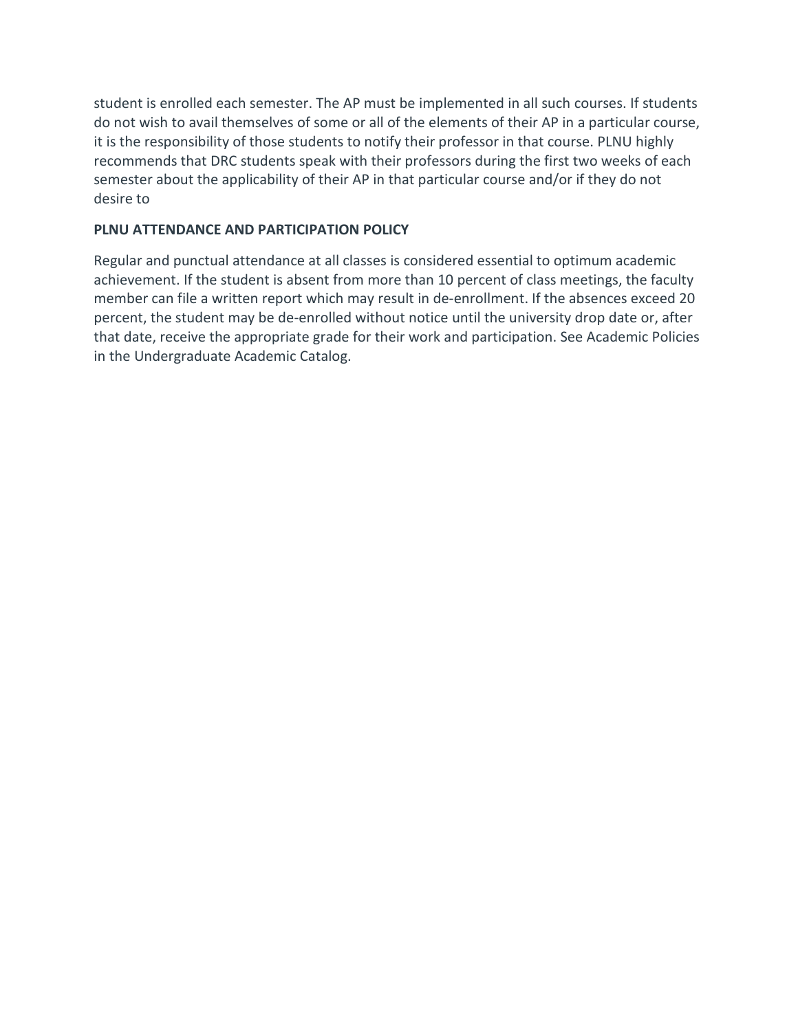student is enrolled each semester. The AP must be implemented in all such courses. If students do not wish to avail themselves of some or all of the elements of their AP in a particular course, it is the responsibility of those students to notify their professor in that course. PLNU highly recommends that DRC students speak with their professors during the first two weeks of each semester about the applicability of their AP in that particular course and/or if they do not desire to

**PLNU ATTENDANCE AND PARTICIPATION POLICY**

Regular and punctual attendance at all classes is considered essential to optimum academic achievement. If the student is absent from more than 10 percent of class meetings, the faculty member can file a written report which may result in de-enrollment. If the absences exceed 20 percent, the student may be de-enrolled without notice until the university drop date or, after that date, receive the appropriate grade for their work and participation. See Academic Policies in the Undergraduate Academic Catalog.